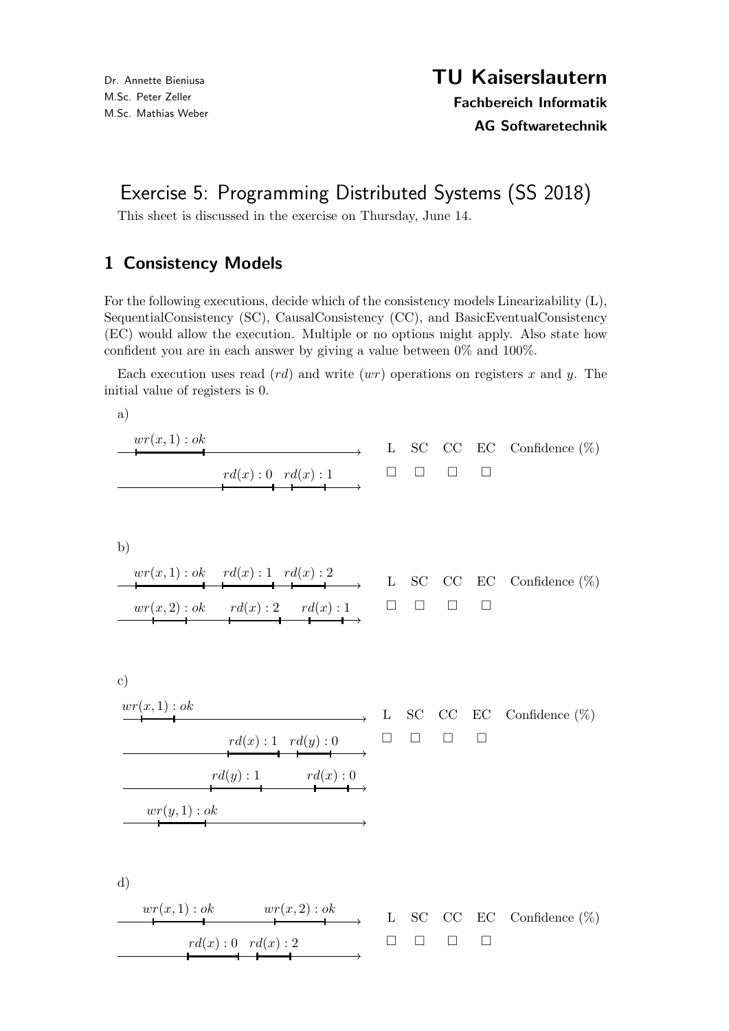Dr. Annette Bieniusa
M.Sc. Peter Zeller
M.Sc. Mathias Weber

**TU Kaiserslautern**
**Fachbereich Informatik**
**AG Softwaretechnik**

# Exercise 5: Programming Distributed Systems (SS 2018)

This sheet is discussed in the exercise on Thursday, June 14.

## 1 Consistency Models

For the following executions, decide which of the consistency models Linearizability (L), SequentialConsistency (SC), CausalConsistency (CC), and BasicEventualConsistency (EC) would allow the execution. Multiple or no options might apply. Also state how confident you are in each answer by giving a value between 0% and 100%.

Each execution uses read ($rd$) and write ($wr$) operations on registers $x$ and $y$. The initial value of registers is 0.

a)

Process 1: $wr(x,1) : ok$

Process 2: $rd(x) : 0$, $rd(x) : 1$

| L | SC | CC | EC | Confidence (%) |
|---|---|---|---|---|
| ☐ | ☐ | ☐ | ☐ | |

b)

Process 1: $wr(x,1) : ok$, $rd(x) : 1$, $rd(x) : 2$

Process 2: $wr(x,2) : ok$, $rd(x) : 2$, $rd(x) : 1$

| L | SC | CC | EC | Confidence (%) |
|---|---|---|---|---|
| ☐ | ☐ | ☐ | ☐ | |

c)

Process 1: $wr(x,1) : ok$

Process 2: $rd(x) : 1$, $rd(y) : 0$

Process 3: $rd(y) : 1$, $rd(x) : 0$

Process 4: $wr(y,1) : ok$

| L | SC | CC | EC | Confidence (%) |
|---|---|---|---|---|
| ☐ | ☐ | ☐ | ☐ | |

d)

Process 1: $wr(x,1) : ok$, $wr(x,2) : ok$

Process 2: $rd(x) : 0$, $rd(x) : 2$

| L | SC | CC | EC | Confidence (%) |
|---|---|---|---|---|
| ☐ | ☐ | ☐ | ☐ | |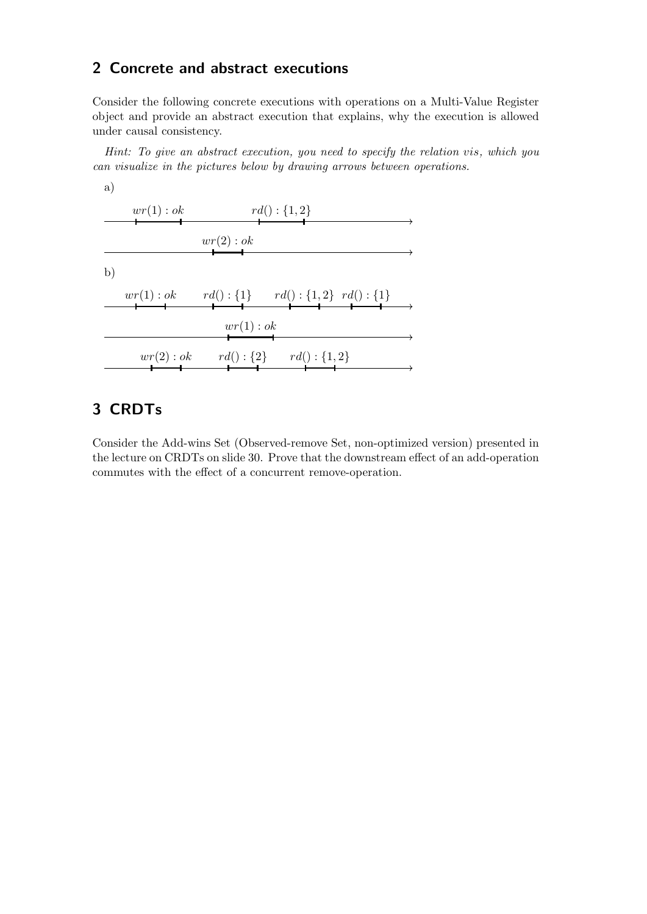## 2 Concrete and abstract executions

Consider the following concrete executions with operations on a Multi-Value Register object and provide an abstract execution that explains, why the execution is allowed under causal consistency.

*Hint: To give an abstract execution, you need to specify the relation vis, which you can visualize in the pictures below by drawing arrows between operations.*

a)

$wr(1) : ok$

$rd() : \{1, 2\}$

$wr(2) : ok$

b)

$wr(1) : ok$

$rd() : \{1\}$

$rd() : \{1, 2\}$

$rd() : \{1\}$

$wr(1) : ok$

$wr(2) : ok$

$rd() : \{2\}$

$rd() : \{1, 2\}$

## 3 CRDTs

Consider the Add-wins Set (Observed-remove Set, non-optimized version) presented in the lecture on CRDTs on slide 30. Prove that the downstream effect of an add-operation commutes with the effect of a concurrent remove-operation.